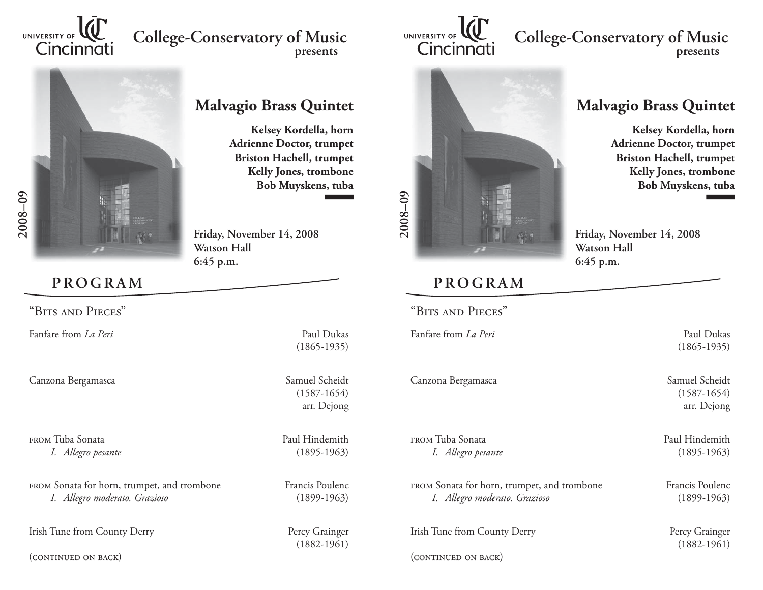University of Cincinnati

# College-Conservatory of Music presents

2008–09

## Malvagio Brass Quintet

**Kelsey Kordella, horn**
**Adrienne Doctor, trumpet**
**Briston Hachell, trumpet**
**Kelly Jones, trombone**
**Bob Muyskens, tuba**

**Friday, November 14, 2008**
**Watson Hall**
**6:45 p.m.**

## PROGRAM

"Bits and Pieces"

Fanfare from *La Peri* — Paul Dukas (1865-1935)

Canzona Bergamasca — Samuel Scheidt (1587-1654), arr. Dejong

from Tuba Sonata — Paul Hindemith (1895-1963)
*I. Allegro pesante*

from Sonata for horn, trumpet, and trombone — Francis Poulenc (1899-1963)
*I. Allegro moderato. Grazioso*

Irish Tune from County Derry — Percy Grainger (1882-1961)

(continued on back)

University of Cincinnati

# College-Conservatory of Music presents

2008–09

## Malvagio Brass Quintet

**Kelsey Kordella, horn**
**Adrienne Doctor, trumpet**
**Briston Hachell, trumpet**
**Kelly Jones, trombone**
**Bob Muyskens, tuba**

**Friday, November 14, 2008**
**Watson Hall**
**6:45 p.m.**

## PROGRAM

"Bits and Pieces"

Fanfare from *La Peri* — Paul Dukas (1865-1935)

Canzona Bergamasca — Samuel Scheidt (1587-1654), arr. Dejong

from Tuba Sonata — Paul Hindemith (1895-1963)
*I. Allegro pesante*

from Sonata for horn, trumpet, and trombone — Francis Poulenc (1899-1963)
*I. Allegro moderato. Grazioso*

Irish Tune from County Derry — Percy Grainger (1882-1961)

(continued on back)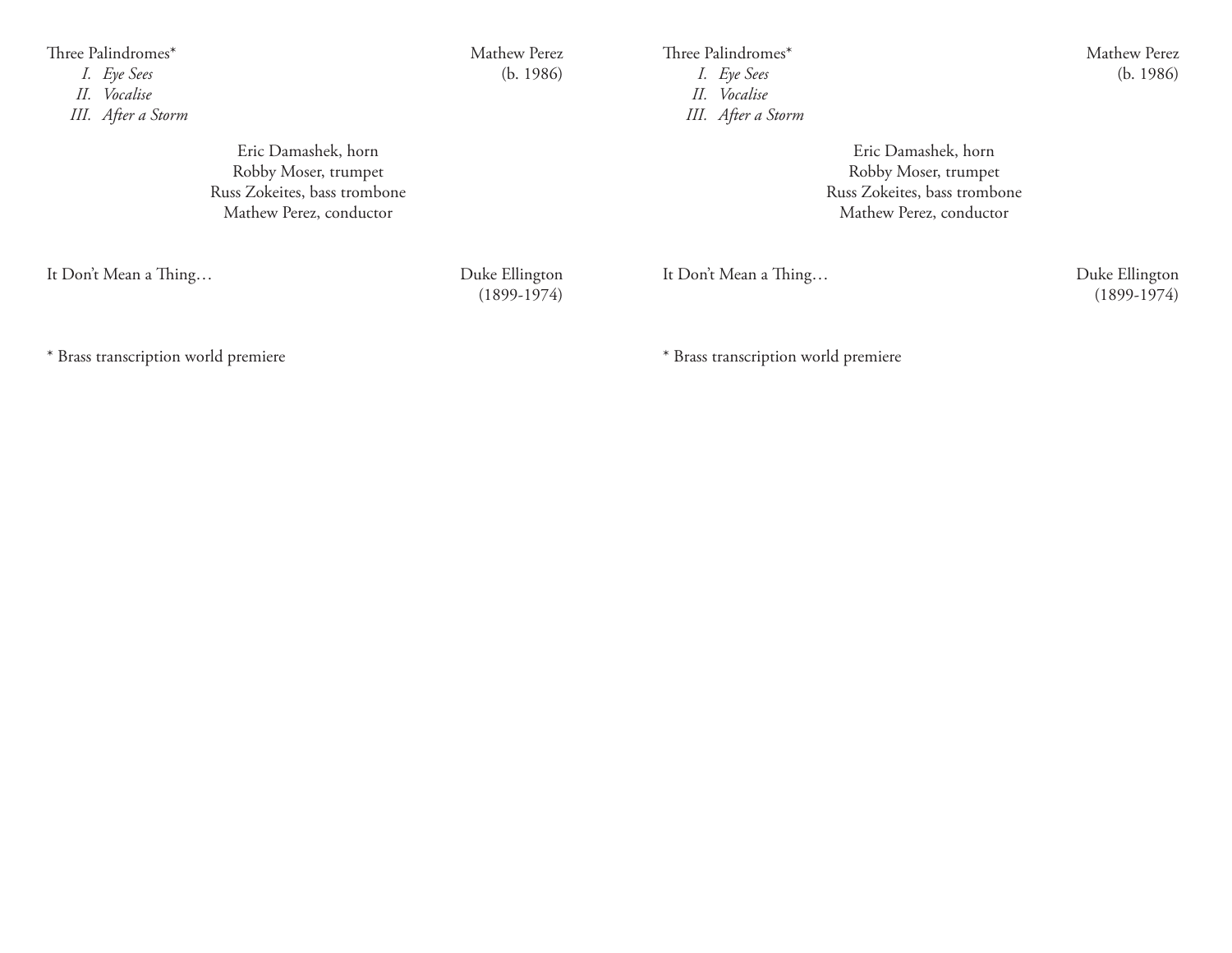Three Palindromes* Mathew Perez (b. 1986)

*I. Eye Sees*
*II. Vocalise*
*III. After a Storm*

Eric Damashek, horn
Robby Moser, trumpet
Russ Zokeites, bass trombone
Mathew Perez, conductor

It Don't Mean a Thing… Duke Ellington (1899-1974)

* Brass transcription world premiere

Three Palindromes* Mathew Perez (b. 1986)

*I. Eye Sees*
*II. Vocalise*
*III. After a Storm*

Eric Damashek, horn
Robby Moser, trumpet
Russ Zokeites, bass trombone
Mathew Perez, conductor

It Don't Mean a Thing… Duke Ellington (1899-1974)

* Brass transcription world premiere